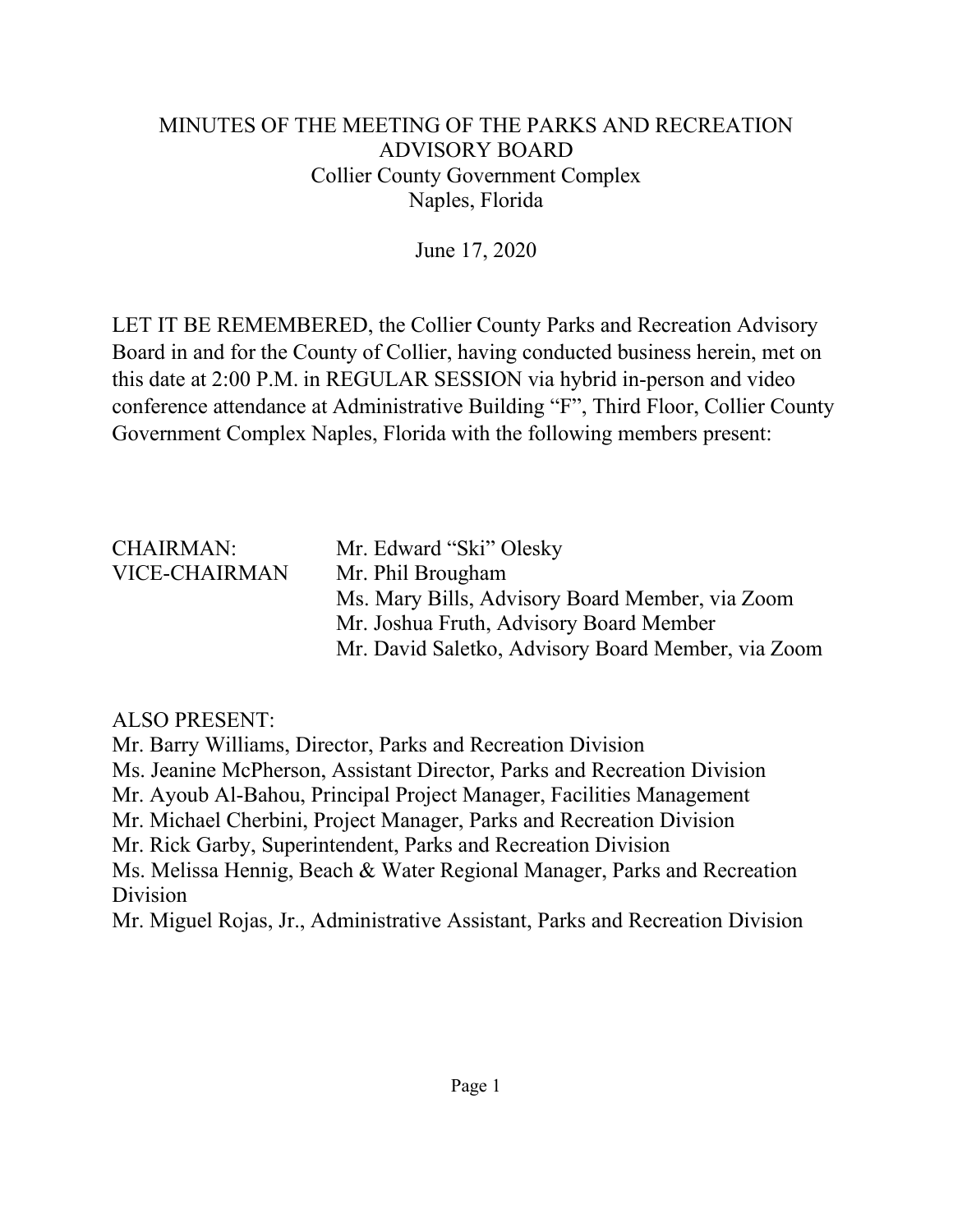# MINUTES OF THE MEETING OF THE PARKS AND RECREATION ADVISORY BOARD

Collier County Government Complex
Naples, Florida

June 17, 2020

LET IT BE REMEMBERED, the Collier County Parks and Recreation Advisory Board in and for the County of Collier, having conducted business herein, met on this date at 2:00 P.M. in REGULAR SESSION via hybrid in-person and video conference attendance at Administrative Building "F", Third Floor, Collier County Government Complex Naples, Florida with the following members present:

CHAIRMAN: Mr. Edward "Ski" Olesky
VICE-CHAIRMAN Mr. Phil Brougham
Ms. Mary Bills, Advisory Board Member, via Zoom
Mr. Joshua Fruth, Advisory Board Member
Mr. David Saletko, Advisory Board Member, via Zoom

ALSO PRESENT:
Mr. Barry Williams, Director, Parks and Recreation Division
Ms. Jeanine McPherson, Assistant Director, Parks and Recreation Division
Mr. Ayoub Al-Bahou, Principal Project Manager, Facilities Management
Mr. Michael Cherbini, Project Manager, Parks and Recreation Division
Mr. Rick Garby, Superintendent, Parks and Recreation Division
Ms. Melissa Hennig, Beach & Water Regional Manager, Parks and Recreation Division
Mr. Miguel Rojas, Jr., Administrative Assistant, Parks and Recreation Division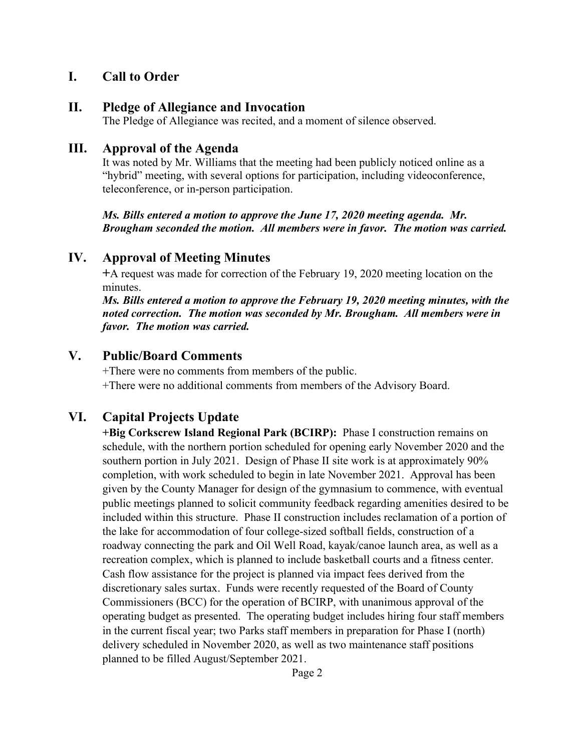## I. Call to Order

## II. Pledge of Allegiance and Invocation

The Pledge of Allegiance was recited, and a moment of silence observed.

## III. Approval of the Agenda

It was noted by Mr. Williams that the meeting had been publicly noticed online as a "hybrid" meeting, with several options for participation, including videoconference, teleconference, or in-person participation.

***Ms. Bills entered a motion to approve the June 17, 2020 meeting agenda. Mr. Brougham seconded the motion. All members were in favor. The motion was carried.***

## IV. Approval of Meeting Minutes

+A request was made for correction of the February 19, 2020 meeting location on the minutes.

***Ms. Bills entered a motion to approve the February 19, 2020 meeting minutes, with the noted correction. The motion was seconded by Mr. Brougham. All members were in favor. The motion was carried.***

## V. Public/Board Comments

+There were no comments from members of the public.

+There were no additional comments from members of the Advisory Board.

## VI. Capital Projects Update

**+Big Corkscrew Island Regional Park (BCIRP):** Phase I construction remains on schedule, with the northern portion scheduled for opening early November 2020 and the southern portion in July 2021. Design of Phase II site work is at approximately 90% completion, with work scheduled to begin in late November 2021. Approval has been given by the County Manager for design of the gymnasium to commence, with eventual public meetings planned to solicit community feedback regarding amenities desired to be included within this structure. Phase II construction includes reclamation of a portion of the lake for accommodation of four college-sized softball fields, construction of a roadway connecting the park and Oil Well Road, kayak/canoe launch area, as well as a recreation complex, which is planned to include basketball courts and a fitness center. Cash flow assistance for the project is planned via impact fees derived from the discretionary sales surtax. Funds were recently requested of the Board of County Commissioners (BCC) for the operation of BCIRP, with unanimous approval of the operating budget as presented. The operating budget includes hiring four staff members in the current fiscal year; two Parks staff members in preparation for Phase I (north) delivery scheduled in November 2020, as well as two maintenance staff positions planned to be filled August/September 2021.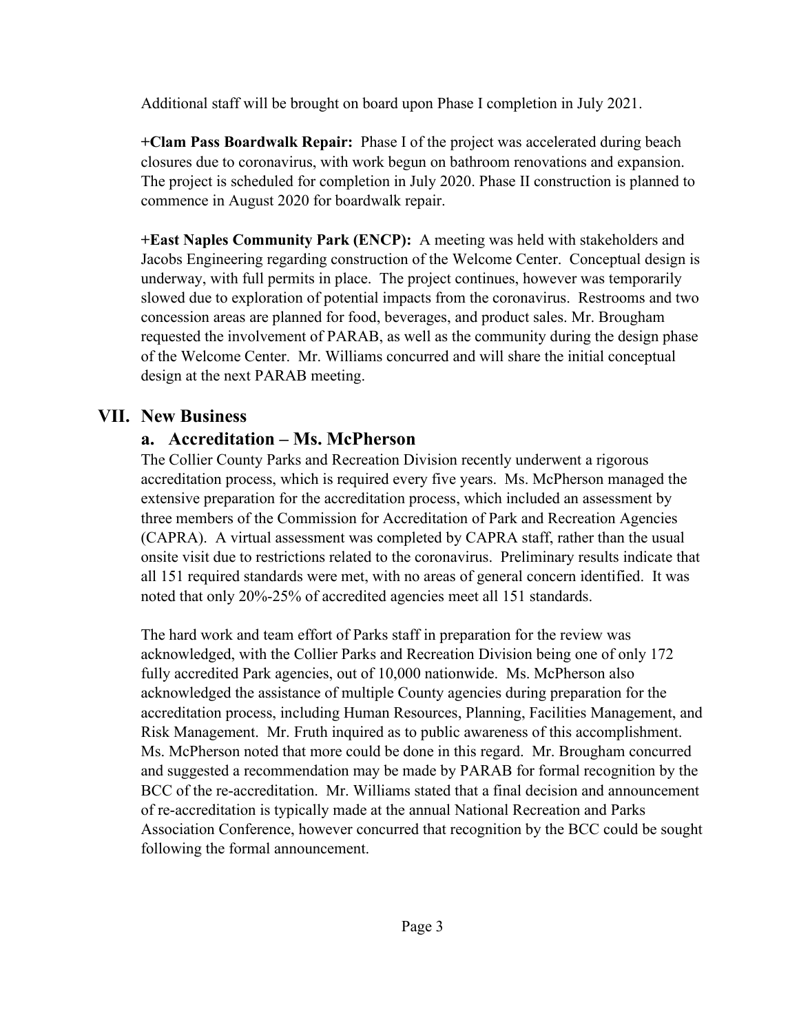Additional staff will be brought on board upon Phase I completion in July 2021.

**+Clam Pass Boardwalk Repair:** Phase I of the project was accelerated during beach closures due to coronavirus, with work begun on bathroom renovations and expansion. The project is scheduled for completion in July 2020. Phase II construction is planned to commence in August 2020 for boardwalk repair.

**+East Naples Community Park (ENCP):** A meeting was held with stakeholders and Jacobs Engineering regarding construction of the Welcome Center. Conceptual design is underway, with full permits in place. The project continues, however was temporarily slowed due to exploration of potential impacts from the coronavirus. Restrooms and two concession areas are planned for food, beverages, and product sales. Mr. Brougham requested the involvement of PARAB, as well as the community during the design phase of the Welcome Center. Mr. Williams concurred and will share the initial conceptual design at the next PARAB meeting.

## VII. New Business

### a. Accreditation – Ms. McPherson

The Collier County Parks and Recreation Division recently underwent a rigorous accreditation process, which is required every five years. Ms. McPherson managed the extensive preparation for the accreditation process, which included an assessment by three members of the Commission for Accreditation of Park and Recreation Agencies (CAPRA). A virtual assessment was completed by CAPRA staff, rather than the usual onsite visit due to restrictions related to the coronavirus. Preliminary results indicate that all 151 required standards were met, with no areas of general concern identified. It was noted that only 20%-25% of accredited agencies meet all 151 standards.

The hard work and team effort of Parks staff in preparation for the review was acknowledged, with the Collier Parks and Recreation Division being one of only 172 fully accredited Park agencies, out of 10,000 nationwide. Ms. McPherson also acknowledged the assistance of multiple County agencies during preparation for the accreditation process, including Human Resources, Planning, Facilities Management, and Risk Management. Mr. Fruth inquired as to public awareness of this accomplishment. Ms. McPherson noted that more could be done in this regard. Mr. Brougham concurred and suggested a recommendation may be made by PARAB for formal recognition by the BCC of the re-accreditation. Mr. Williams stated that a final decision and announcement of re-accreditation is typically made at the annual National Recreation and Parks Association Conference, however concurred that recognition by the BCC could be sought following the formal announcement.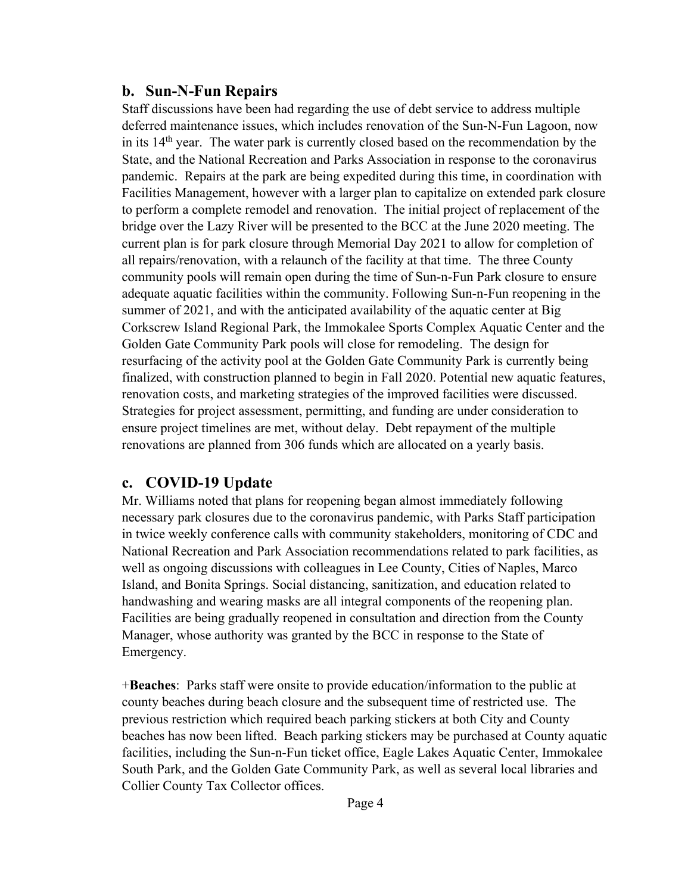## b. Sun-N-Fun Repairs

Staff discussions have been had regarding the use of debt service to address multiple deferred maintenance issues, which includes renovation of the Sun-N-Fun Lagoon, now in its 14th year. The water park is currently closed based on the recommendation by the State, and the National Recreation and Parks Association in response to the coronavirus pandemic. Repairs at the park are being expedited during this time, in coordination with Facilities Management, however with a larger plan to capitalize on extended park closure to perform a complete remodel and renovation. The initial project of replacement of the bridge over the Lazy River will be presented to the BCC at the June 2020 meeting. The current plan is for park closure through Memorial Day 2021 to allow for completion of all repairs/renovation, with a relaunch of the facility at that time. The three County community pools will remain open during the time of Sun-n-Fun Park closure to ensure adequate aquatic facilities within the community. Following Sun-n-Fun reopening in the summer of 2021, and with the anticipated availability of the aquatic center at Big Corkscrew Island Regional Park, the Immokalee Sports Complex Aquatic Center and the Golden Gate Community Park pools will close for remodeling. The design for resurfacing of the activity pool at the Golden Gate Community Park is currently being finalized, with construction planned to begin in Fall 2020. Potential new aquatic features, renovation costs, and marketing strategies of the improved facilities were discussed. Strategies for project assessment, permitting, and funding are under consideration to ensure project timelines are met, without delay. Debt repayment of the multiple renovations are planned from 306 funds which are allocated on a yearly basis.

## c. COVID-19 Update

Mr. Williams noted that plans for reopening began almost immediately following necessary park closures due to the coronavirus pandemic, with Parks Staff participation in twice weekly conference calls with community stakeholders, monitoring of CDC and National Recreation and Park Association recommendations related to park facilities, as well as ongoing discussions with colleagues in Lee County, Cities of Naples, Marco Island, and Bonita Springs. Social distancing, sanitization, and education related to handwashing and wearing masks are all integral components of the reopening plan. Facilities are being gradually reopened in consultation and direction from the County Manager, whose authority was granted by the BCC in response to the State of Emergency.

+**Beaches**: Parks staff were onsite to provide education/information to the public at county beaches during beach closure and the subsequent time of restricted use. The previous restriction which required beach parking stickers at both City and County beaches has now been lifted. Beach parking stickers may be purchased at County aquatic facilities, including the Sun-n-Fun ticket office, Eagle Lakes Aquatic Center, Immokalee South Park, and the Golden Gate Community Park, as well as several local libraries and Collier County Tax Collector offices.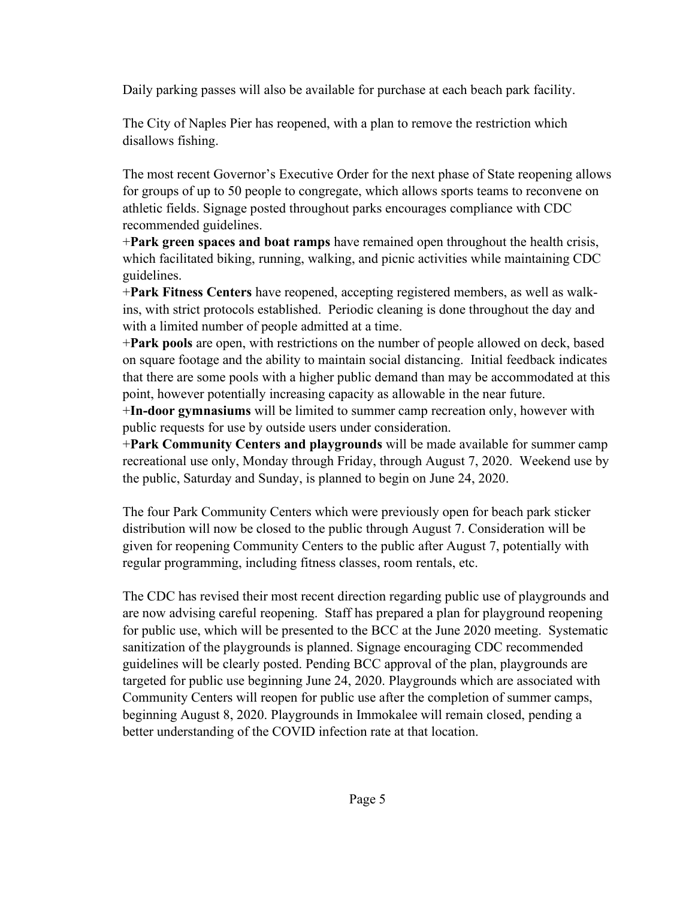Daily parking passes will also be available for purchase at each beach park facility.

The City of Naples Pier has reopened, with a plan to remove the restriction which disallows fishing.

The most recent Governor's Executive Order for the next phase of State reopening allows for groups of up to 50 people to congregate, which allows sports teams to reconvene on athletic fields. Signage posted throughout parks encourages compliance with CDC recommended guidelines.

+**Park green spaces and boat ramps** have remained open throughout the health crisis, which facilitated biking, running, walking, and picnic activities while maintaining CDC guidelines.

+**Park Fitness Centers** have reopened, accepting registered members, as well as walk-ins, with strict protocols established. Periodic cleaning is done throughout the day and with a limited number of people admitted at a time.

+**Park pools** are open, with restrictions on the number of people allowed on deck, based on square footage and the ability to maintain social distancing. Initial feedback indicates that there are some pools with a higher public demand than may be accommodated at this point, however potentially increasing capacity as allowable in the near future.

+**In-door gymnasiums** will be limited to summer camp recreation only, however with public requests for use by outside users under consideration.

+**Park Community Centers and playgrounds** will be made available for summer camp recreational use only, Monday through Friday, through August 7, 2020. Weekend use by the public, Saturday and Sunday, is planned to begin on June 24, 2020.

The four Park Community Centers which were previously open for beach park sticker distribution will now be closed to the public through August 7. Consideration will be given for reopening Community Centers to the public after August 7, potentially with regular programming, including fitness classes, room rentals, etc.

The CDC has revised their most recent direction regarding public use of playgrounds and are now advising careful reopening. Staff has prepared a plan for playground reopening for public use, which will be presented to the BCC at the June 2020 meeting. Systematic sanitization of the playgrounds is planned. Signage encouraging CDC recommended guidelines will be clearly posted. Pending BCC approval of the plan, playgrounds are targeted for public use beginning June 24, 2020. Playgrounds which are associated with Community Centers will reopen for public use after the completion of summer camps, beginning August 8, 2020. Playgrounds in Immokalee will remain closed, pending a better understanding of the COVID infection rate at that location.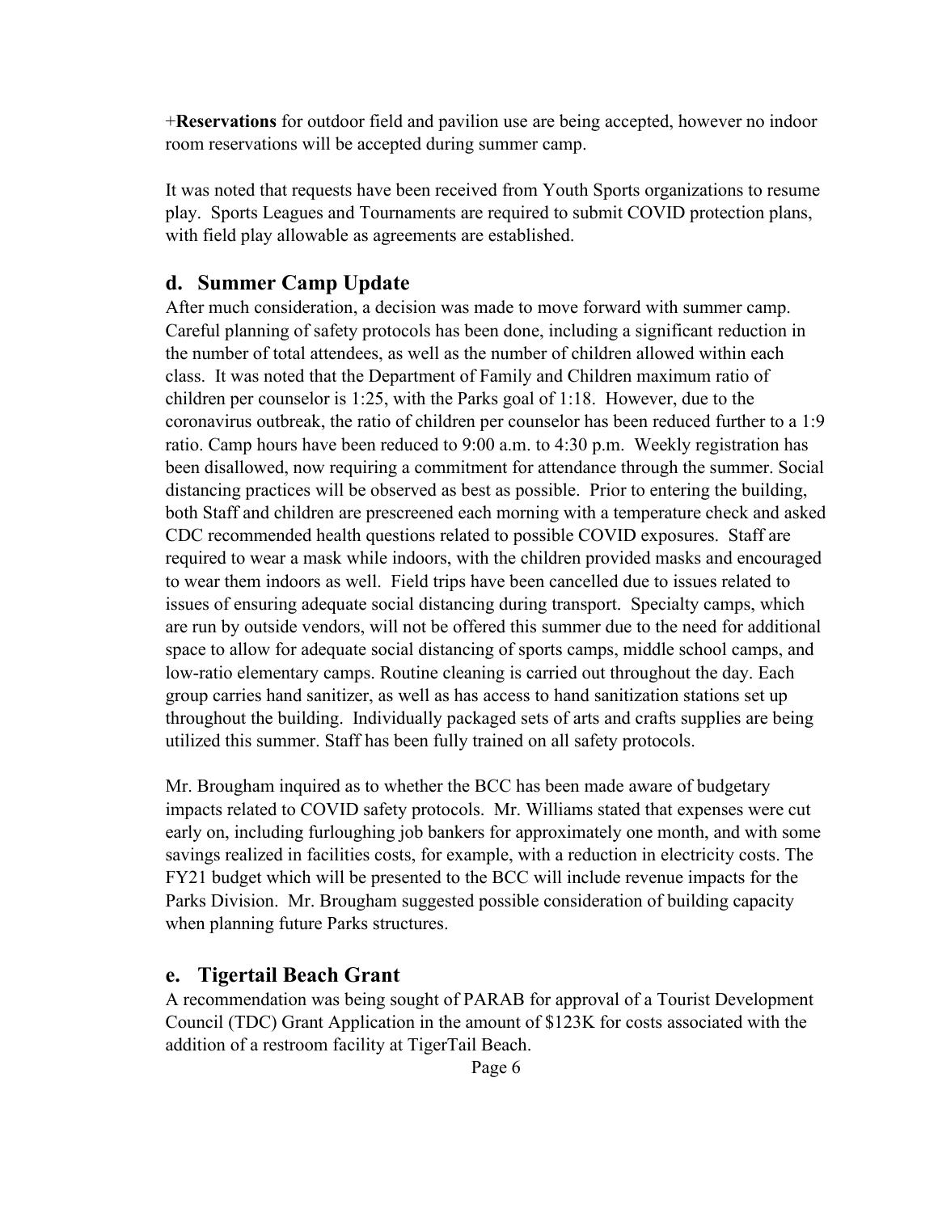+**Reservations** for outdoor field and pavilion use are being accepted, however no indoor room reservations will be accepted during summer camp.

It was noted that requests have been received from Youth Sports organizations to resume play. Sports Leagues and Tournaments are required to submit COVID protection plans, with field play allowable as agreements are established.

## d. Summer Camp Update

After much consideration, a decision was made to move forward with summer camp. Careful planning of safety protocols has been done, including a significant reduction in the number of total attendees, as well as the number of children allowed within each class. It was noted that the Department of Family and Children maximum ratio of children per counselor is 1:25, with the Parks goal of 1:18. However, due to the coronavirus outbreak, the ratio of children per counselor has been reduced further to a 1:9 ratio. Camp hours have been reduced to 9:00 a.m. to 4:30 p.m. Weekly registration has been disallowed, now requiring a commitment for attendance through the summer. Social distancing practices will be observed as best as possible. Prior to entering the building, both Staff and children are prescreened each morning with a temperature check and asked CDC recommended health questions related to possible COVID exposures. Staff are required to wear a mask while indoors, with the children provided masks and encouraged to wear them indoors as well. Field trips have been cancelled due to issues related to issues of ensuring adequate social distancing during transport. Specialty camps, which are run by outside vendors, will not be offered this summer due to the need for additional space to allow for adequate social distancing of sports camps, middle school camps, and low-ratio elementary camps. Routine cleaning is carried out throughout the day. Each group carries hand sanitizer, as well as has access to hand sanitization stations set up throughout the building. Individually packaged sets of arts and crafts supplies are being utilized this summer. Staff has been fully trained on all safety protocols.

Mr. Brougham inquired as to whether the BCC has been made aware of budgetary impacts related to COVID safety protocols. Mr. Williams stated that expenses were cut early on, including furloughing job bankers for approximately one month, and with some savings realized in facilities costs, for example, with a reduction in electricity costs. The FY21 budget which will be presented to the BCC will include revenue impacts for the Parks Division. Mr. Brougham suggested possible consideration of building capacity when planning future Parks structures.

## e. Tigertail Beach Grant

A recommendation was being sought of PARAB for approval of a Tourist Development Council (TDC) Grant Application in the amount of $123K for costs associated with the addition of a restroom facility at TigerTail Beach.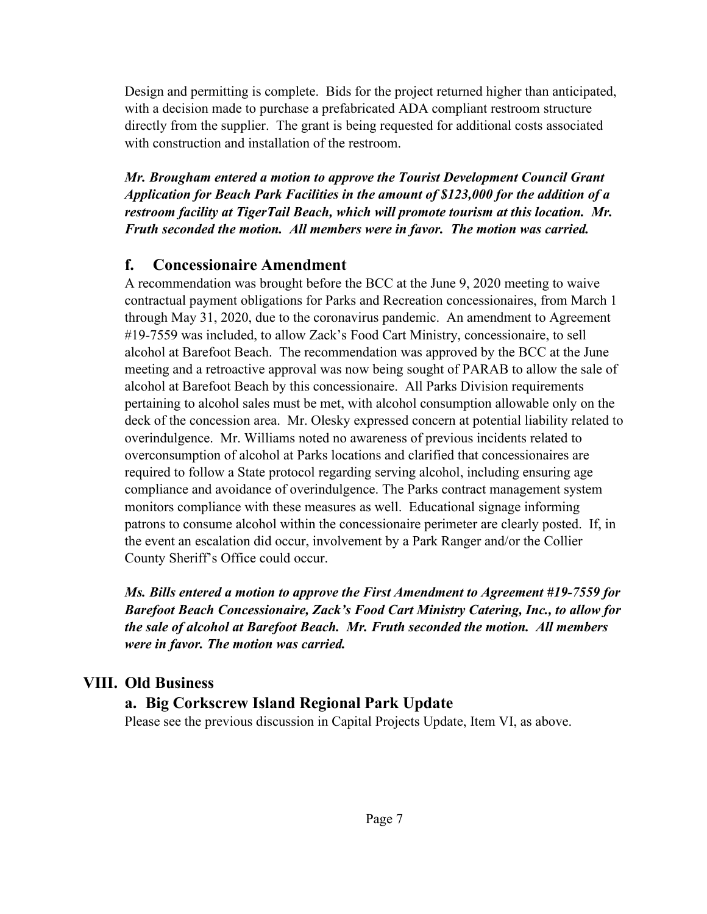Design and permitting is complete. Bids for the project returned higher than anticipated, with a decision made to purchase a prefabricated ADA compliant restroom structure directly from the supplier. The grant is being requested for additional costs associated with construction and installation of the restroom.

***Mr. Brougham entered a motion to approve the Tourist Development Council Grant Application for Beach Park Facilities in the amount of $123,000 for the addition of a restroom facility at TigerTail Beach, which will promote tourism at this location. Mr. Fruth seconded the motion. All members were in favor. The motion was carried.***

### f. Concessionaire Amendment

A recommendation was brought before the BCC at the June 9, 2020 meeting to waive contractual payment obligations for Parks and Recreation concessionaires, from March 1 through May 31, 2020, due to the coronavirus pandemic. An amendment to Agreement #19-7559 was included, to allow Zack's Food Cart Ministry, concessionaire, to sell alcohol at Barefoot Beach. The recommendation was approved by the BCC at the June meeting and a retroactive approval was now being sought of PARAB to allow the sale of alcohol at Barefoot Beach by this concessionaire. All Parks Division requirements pertaining to alcohol sales must be met, with alcohol consumption allowable only on the deck of the concession area. Mr. Olesky expressed concern at potential liability related to overindulgence. Mr. Williams noted no awareness of previous incidents related to overconsumption of alcohol at Parks locations and clarified that concessionaires are required to follow a State protocol regarding serving alcohol, including ensuring age compliance and avoidance of overindulgence. The Parks contract management system monitors compliance with these measures as well. Educational signage informing patrons to consume alcohol within the concessionaire perimeter are clearly posted. If, in the event an escalation did occur, involvement by a Park Ranger and/or the Collier County Sheriff's Office could occur.

***Ms. Bills entered a motion to approve the First Amendment to Agreement #19-7559 for Barefoot Beach Concessionaire, Zack's Food Cart Ministry Catering, Inc., to allow for the sale of alcohol at Barefoot Beach. Mr. Fruth seconded the motion. All members were in favor. The motion was carried.***

## VIII. Old Business

### a. Big Corkscrew Island Regional Park Update

Please see the previous discussion in Capital Projects Update, Item VI, as above.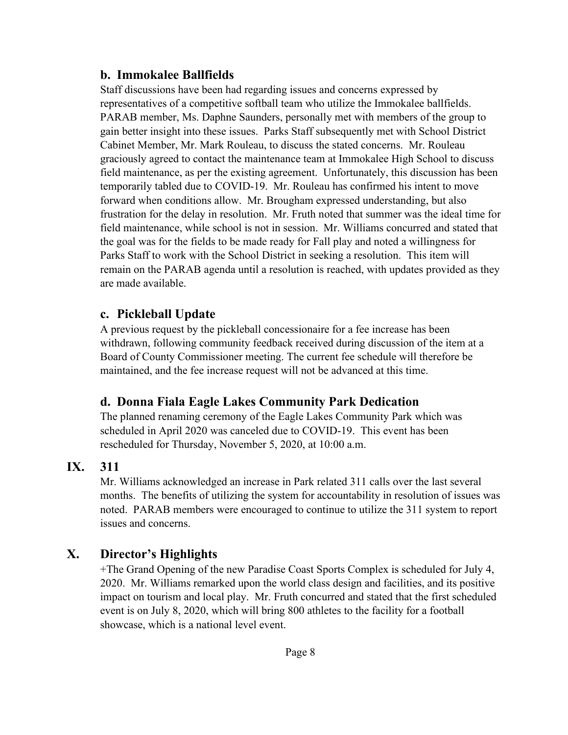### b. Immokalee Ballfields

Staff discussions have been had regarding issues and concerns expressed by representatives of a competitive softball team who utilize the Immokalee ballfields. PARAB member, Ms. Daphne Saunders, personally met with members of the group to gain better insight into these issues. Parks Staff subsequently met with School District Cabinet Member, Mr. Mark Rouleau, to discuss the stated concerns. Mr. Rouleau graciously agreed to contact the maintenance team at Immokalee High School to discuss field maintenance, as per the existing agreement. Unfortunately, this discussion has been temporarily tabled due to COVID-19. Mr. Rouleau has confirmed his intent to move forward when conditions allow. Mr. Brougham expressed understanding, but also frustration for the delay in resolution. Mr. Fruth noted that summer was the ideal time for field maintenance, while school is not in session. Mr. Williams concurred and stated that the goal was for the fields to be made ready for Fall play and noted a willingness for Parks Staff to work with the School District in seeking a resolution. This item will remain on the PARAB agenda until a resolution is reached, with updates provided as they are made available.

### c. Pickleball Update

A previous request by the pickleball concessionaire for a fee increase has been withdrawn, following community feedback received during discussion of the item at a Board of County Commissioner meeting. The current fee schedule will therefore be maintained, and the fee increase request will not be advanced at this time.

### d. Donna Fiala Eagle Lakes Community Park Dedication

The planned renaming ceremony of the Eagle Lakes Community Park which was scheduled in April 2020 was canceled due to COVID-19. This event has been rescheduled for Thursday, November 5, 2020, at 10:00 a.m.

## IX. 311

Mr. Williams acknowledged an increase in Park related 311 calls over the last several months. The benefits of utilizing the system for accountability in resolution of issues was noted. PARAB members were encouraged to continue to utilize the 311 system to report issues and concerns.

## X. Director's Highlights

+The Grand Opening of the new Paradise Coast Sports Complex is scheduled for July 4, 2020. Mr. Williams remarked upon the world class design and facilities, and its positive impact on tourism and local play. Mr. Fruth concurred and stated that the first scheduled event is on July 8, 2020, which will bring 800 athletes to the facility for a football showcase, which is a national level event.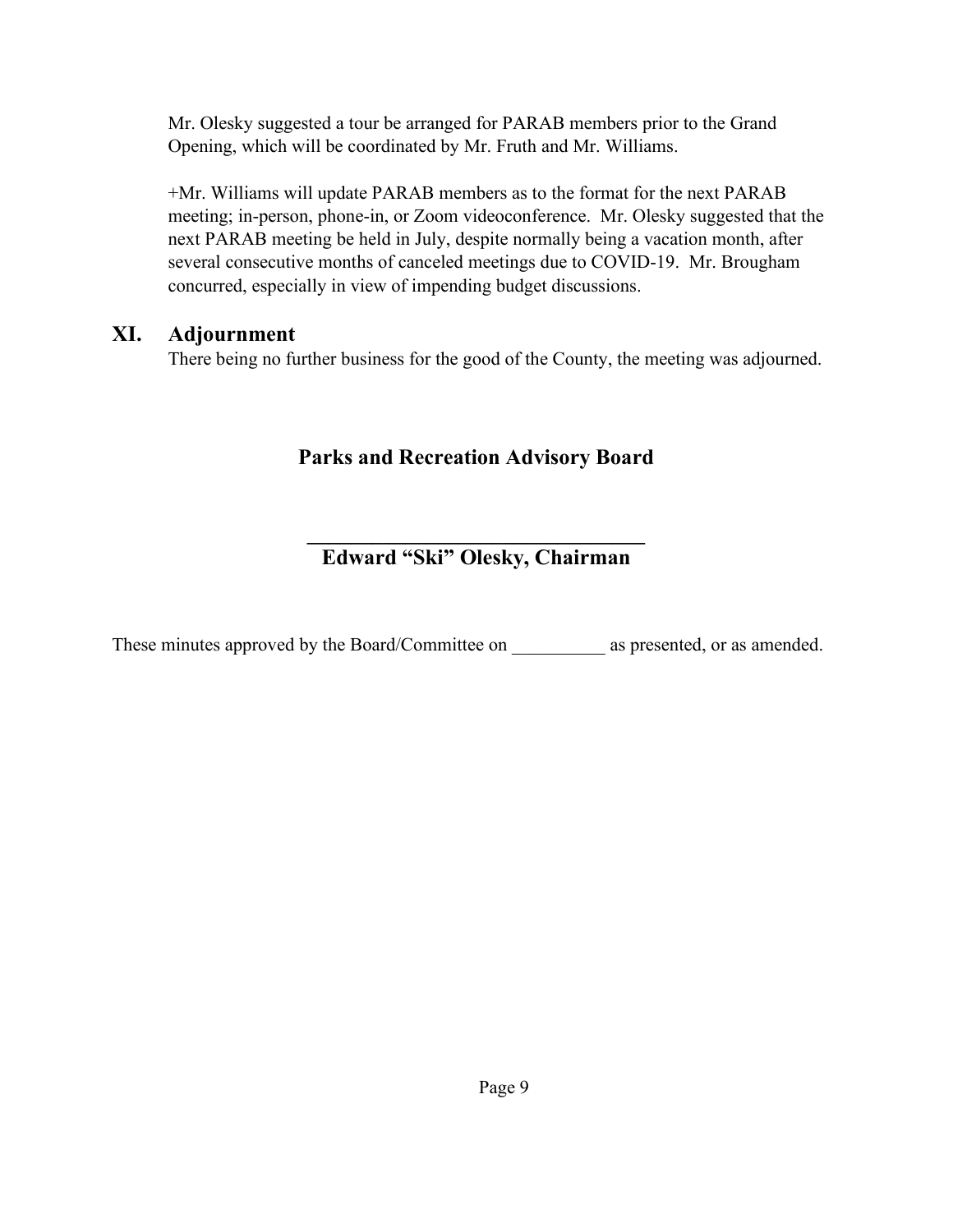Mr. Olesky suggested a tour be arranged for PARAB members prior to the Grand Opening, which will be coordinated by Mr. Fruth and Mr. Williams.

+Mr. Williams will update PARAB members as to the format for the next PARAB meeting; in-person, phone-in, or Zoom videoconference. Mr. Olesky suggested that the next PARAB meeting be held in July, despite normally being a vacation month, after several consecutive months of canceled meetings due to COVID-19. Mr. Brougham concurred, especially in view of impending budget discussions.

## XI. Adjournment

There being no further business for the good of the County, the meeting was adjourned.

**Parks and Recreation Advisory Board**

**\_\_\_\_\_\_\_\_\_\_\_\_\_\_\_\_\_\_\_\_\_\_\_\_\_\_\_\_\_\_\_\_\_\_**

**Edward "Ski" Olesky, Chairman**

These minutes approved by the Board/Committee on __________ as presented, or as amended.